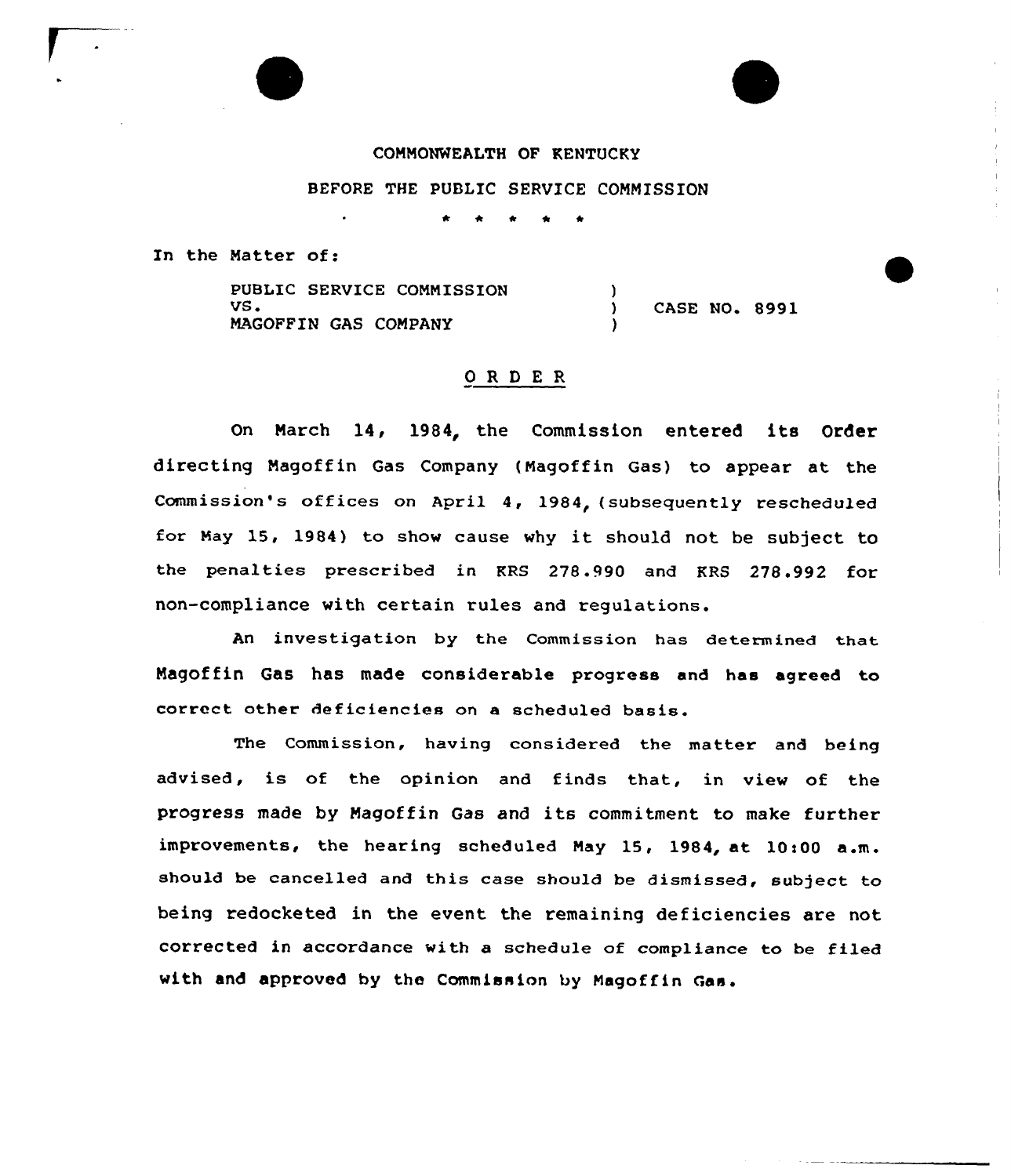COMMONWEALTH OF KENTUCKY

BEFORE THE PUBLIC SERVICE COMMISSION

\* \* \* \* \*

In the Matter of:

| | | |
|---|---|---|
| PUBLIC SERVICE COMMISSION VS. MAGOFFIN GAS COMPANY | ) ) ) | CASE NO. 8991 |

## ORDER

On March 14, 1984, the Commission entered its Order directing Magoffin Gas Company (Magoffin Gas) to appear at the Commission's offices on April 4, 1984, (subsequently rescheduled for May 15, 1984) to show cause why it should not be subject to the penalties prescribed in KRS 278.990 and KRS 278.992 for non-compliance with certain rules and regulations.

An investigation by the Commission has determined that Magoffin Gas has made considerable progress and has agreed to correct other deficiencies on a scheduled basis.

The Commission, having considered the matter and being advised, is of the opinion and finds that, in view of the progress made by Magoffin Gas and its commitment to make further improvements, the hearing scheduled May 15, 1984, at 10:00 a.m. should be cancelled and this case should be dismissed, subject to being redocketed in the event the remaining deficiencies are not corrected in accordance with a schedule of compliance to be filed with and approved by the Commission by Magoffin Gas.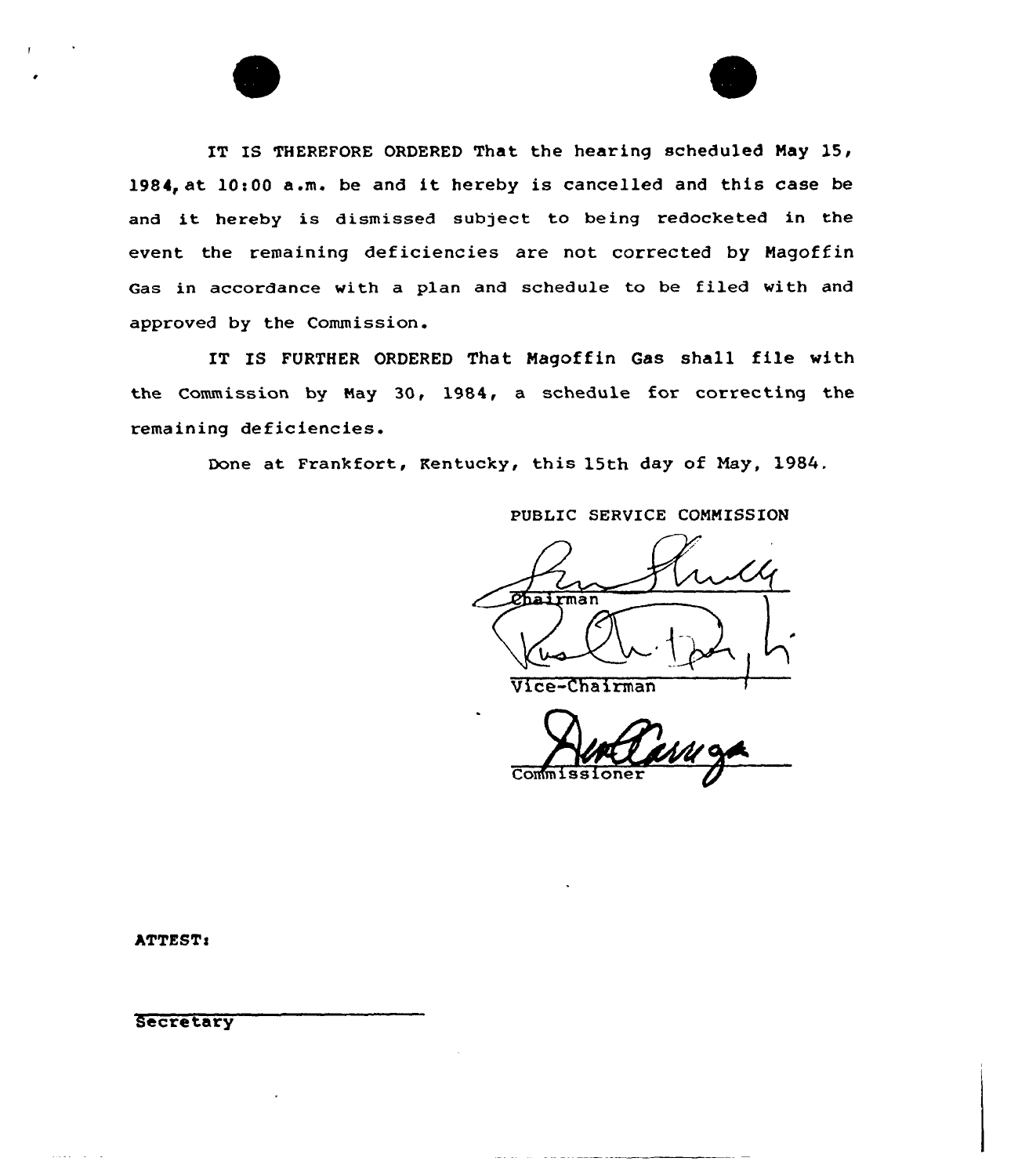IT IS THEREFORE ORDERED That the hearing scheduled May 15, 1984, at 10:00 a.m. be and it hereby is cancelled and this case be and it hereby is dismissed subject to being redocketed in the event the remaining deficiencies are not corrected by Magoffin Gas in accordance with a plan and schedule to be filed with and approved by the Commission.

IT IS FURTHER ORDERED That Magoffin Gas shall file with the Commission by May 30, 1984, a schedule for correcting the remaining deficiencies.

Done at Frankfort, Kentucky, this 15th day of May, 1984.

PUBLIC SERVICE COMMISSION

Chairman

Vice-Chairman

Commissioner

ATTEST:

Secretary